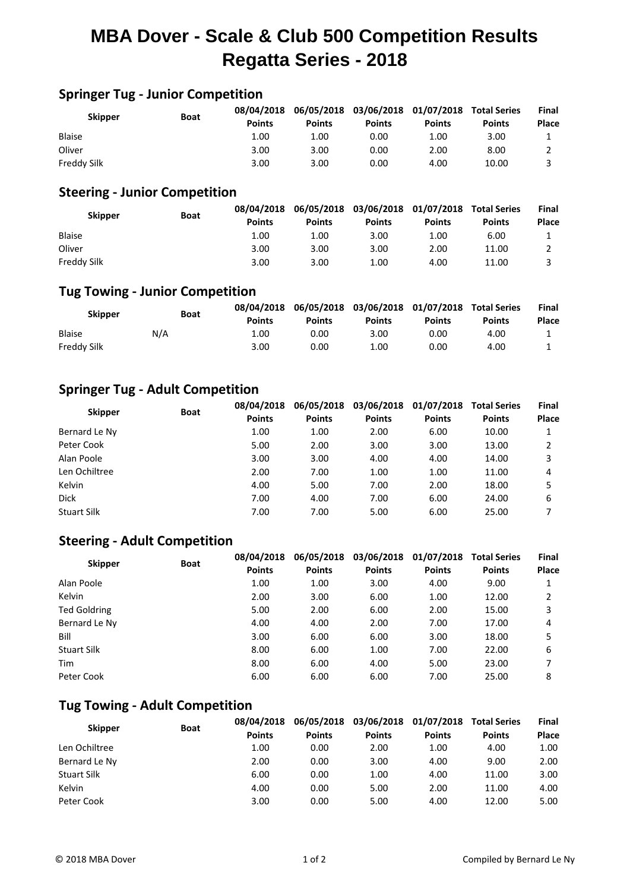# MBA Dover - Scale & Club 500 Competition Results
# Regatta Series - 2018

## Springer Tug - Junior Competition

| Skipper | Boat | 08/04/2018 Points | 06/05/2018 Points | 03/06/2018 Points | 01/07/2018 Points | Total Series Points | Final Place |
|---|---|---|---|---|---|---|---|
| Blaise | | 1.00 | 1.00 | 0.00 | 1.00 | 3.00 | 1 |
| Oliver | | 3.00 | 3.00 | 0.00 | 2.00 | 8.00 | 2 |
| Freddy Silk | | 3.00 | 3.00 | 0.00 | 4.00 | 10.00 | 3 |

## Steering - Junior Competition

| Skipper | Boat | 08/04/2018 Points | 06/05/2018 Points | 03/06/2018 Points | 01/07/2018 Points | Total Series Points | Final Place |
|---|---|---|---|---|---|---|---|
| Blaise | | 1.00 | 1.00 | 3.00 | 1.00 | 6.00 | 1 |
| Oliver | | 3.00 | 3.00 | 3.00 | 2.00 | 11.00 | 2 |
| Freddy Silk | | 3.00 | 3.00 | 1.00 | 4.00 | 11.00 | 3 |

## Tug Towing - Junior Competition

| Skipper | Boat | 08/04/2018 Points | 06/05/2018 Points | 03/06/2018 Points | 01/07/2018 Points | Total Series Points | Final Place |
|---|---|---|---|---|---|---|---|
| Blaise | N/A | 1.00 | 0.00 | 3.00 | 0.00 | 4.00 | 1 |
| Freddy Silk | | 3.00 | 0.00 | 1.00 | 0.00 | 4.00 | 1 |

## Springer Tug - Adult Competition

| Skipper | Boat | 08/04/2018 Points | 06/05/2018 Points | 03/06/2018 Points | 01/07/2018 Points | Total Series Points | Final Place |
|---|---|---|---|---|---|---|---|
| Bernard Le Ny | | 1.00 | 1.00 | 2.00 | 6.00 | 10.00 | 1 |
| Peter Cook | | 5.00 | 2.00 | 3.00 | 3.00 | 13.00 | 2 |
| Alan Poole | | 3.00 | 3.00 | 4.00 | 4.00 | 14.00 | 3 |
| Len Ochiltree | | 2.00 | 7.00 | 1.00 | 1.00 | 11.00 | 4 |
| Kelvin | | 4.00 | 5.00 | 7.00 | 2.00 | 18.00 | 5 |
| Dick | | 7.00 | 4.00 | 7.00 | 6.00 | 24.00 | 6 |
| Stuart Silk | | 7.00 | 7.00 | 5.00 | 6.00 | 25.00 | 7 |

## Steering - Adult Competition

| Skipper | Boat | 08/04/2018 Points | 06/05/2018 Points | 03/06/2018 Points | 01/07/2018 Points | Total Series Points | Final Place |
|---|---|---|---|---|---|---|---|
| Alan Poole | | 1.00 | 1.00 | 3.00 | 4.00 | 9.00 | 1 |
| Kelvin | | 2.00 | 3.00 | 6.00 | 1.00 | 12.00 | 2 |
| Ted Goldring | | 5.00 | 2.00 | 6.00 | 2.00 | 15.00 | 3 |
| Bernard Le Ny | | 4.00 | 4.00 | 2.00 | 7.00 | 17.00 | 4 |
| Bill | | 3.00 | 6.00 | 6.00 | 3.00 | 18.00 | 5 |
| Stuart Silk | | 8.00 | 6.00 | 1.00 | 7.00 | 22.00 | 6 |
| Tim | | 8.00 | 6.00 | 4.00 | 5.00 | 23.00 | 7 |
| Peter Cook | | 6.00 | 6.00 | 6.00 | 7.00 | 25.00 | 8 |

## Tug Towing - Adult Competition

| Skipper | Boat | 08/04/2018 Points | 06/05/2018 Points | 03/06/2018 Points | 01/07/2018 Points | Total Series Points | Final Place |
|---|---|---|---|---|---|---|---|
| Len Ochiltree | | 1.00 | 0.00 | 2.00 | 1.00 | 4.00 | 1.00 |
| Bernard Le Ny | | 2.00 | 0.00 | 3.00 | 4.00 | 9.00 | 2.00 |
| Stuart Silk | | 6.00 | 0.00 | 1.00 | 4.00 | 11.00 | 3.00 |
| Kelvin | | 4.00 | 0.00 | 5.00 | 2.00 | 11.00 | 4.00 |
| Peter Cook | | 3.00 | 0.00 | 5.00 | 4.00 | 12.00 | 5.00 |

© 2018 MBA Dover

Compiled by Bernard Le Ny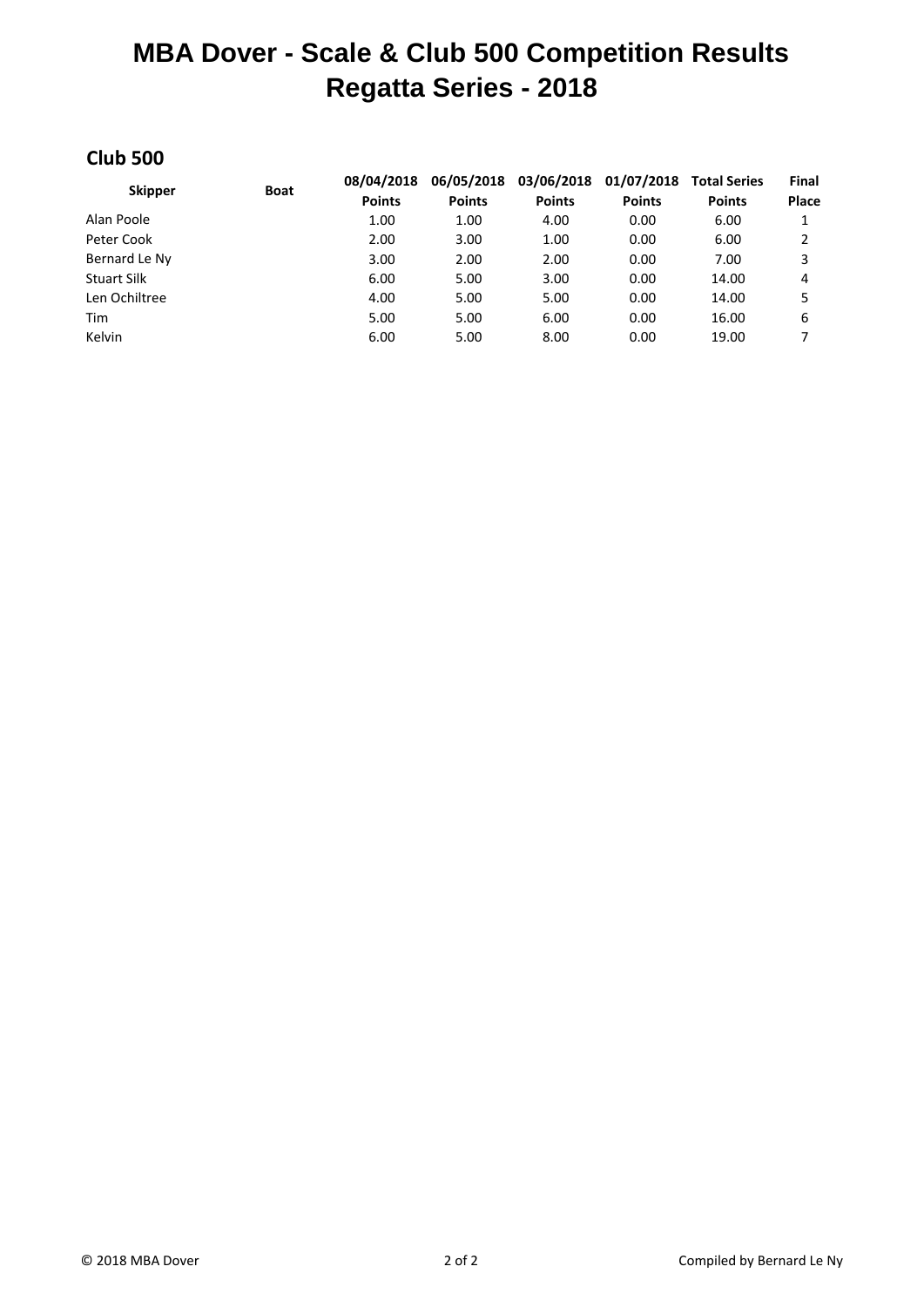# MBA Dover - Scale & Club 500 Competition Results
# Regatta Series - 2018

## Club 500

| Skipper | Boat | 08/04/2018 Points | 06/05/2018 Points | 03/06/2018 Points | 01/07/2018 Points | Total Series Points | Final Place |
|---|---|---|---|---|---|---|---|
| Alan Poole | | 1.00 | 1.00 | 4.00 | 0.00 | 6.00 | 1 |
| Peter Cook | | 2.00 | 3.00 | 1.00 | 0.00 | 6.00 | 2 |
| Bernard Le Ny | | 3.00 | 2.00 | 2.00 | 0.00 | 7.00 | 3 |
| Stuart Silk | | 6.00 | 5.00 | 3.00 | 0.00 | 14.00 | 4 |
| Len Ochiltree | | 4.00 | 5.00 | 5.00 | 0.00 | 14.00 | 5 |
| Tim | | 5.00 | 5.00 | 6.00 | 0.00 | 16.00 | 6 |
| Kelvin | | 6.00 | 5.00 | 8.00 | 0.00 | 19.00 | 7 |

© 2018 MBA Dover

Compiled by Bernard Le Ny